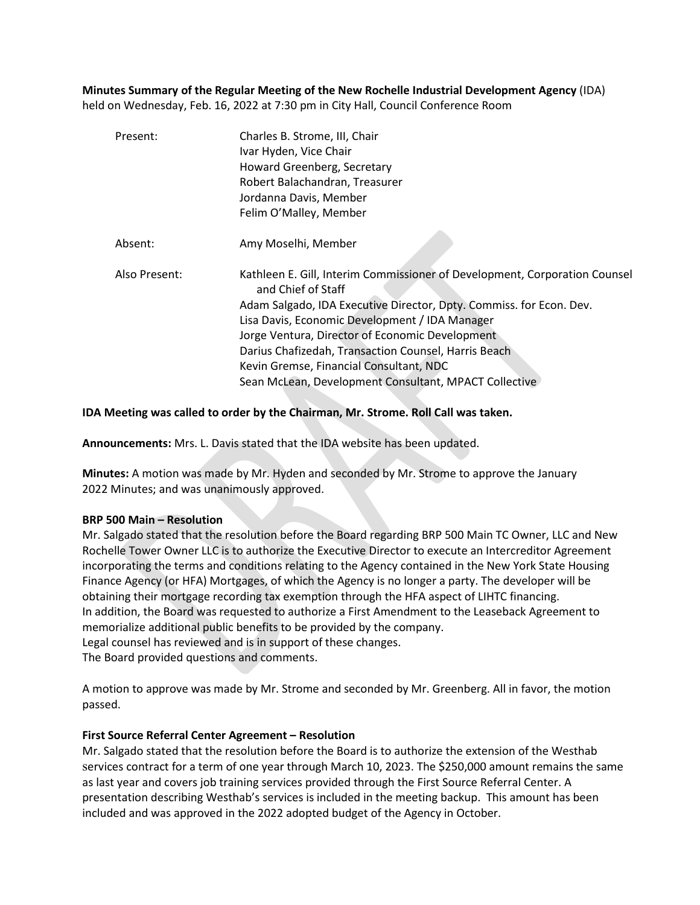**Minutes Summary of the Regular Meeting of the New Rochelle Industrial Development Agency** (IDA) held on Wednesday, Feb. 16, 2022 at 7:30 pm in City Hall, Council Conference Room

| | |
|---|---|
| Present: | Charles B. Strome, III, Chair<br>Ivar Hyden, Vice Chair<br>Howard Greenberg, Secretary<br>Robert Balachandran, Treasurer<br>Jordanna Davis, Member<br>Felim O'Malley, Member |
| Absent: | Amy Moselhi, Member |
| Also Present: | Kathleen E. Gill, Interim Commissioner of Development, Corporation Counsel and Chief of Staff<br>Adam Salgado, IDA Executive Director, Dpty. Commiss. for Econ. Dev.<br>Lisa Davis, Economic Development / IDA Manager<br>Jorge Ventura, Director of Economic Development<br>Darius Chafizedah, Transaction Counsel, Harris Beach<br>Kevin Gremse, Financial Consultant, NDC<br>Sean McLean, Development Consultant, MPACT Collective |

**IDA Meeting was called to order by the Chairman, Mr. Strome. Roll Call was taken.**

**Announcements:** Mrs. L. Davis stated that the IDA website has been updated.

**Minutes:** A motion was made by Mr. Hyden and seconded by Mr. Strome to approve the January 2022 Minutes; and was unanimously approved.

**BRP 500 Main – Resolution**

Mr. Salgado stated that the resolution before the Board regarding BRP 500 Main TC Owner, LLC and New Rochelle Tower Owner LLC is to authorize the Executive Director to execute an Intercreditor Agreement incorporating the terms and conditions relating to the Agency contained in the New York State Housing Finance Agency (or HFA) Mortgages, of which the Agency is no longer a party. The developer will be obtaining their mortgage recording tax exemption through the HFA aspect of LIHTC financing.
In addition, the Board was requested to authorize a First Amendment to the Leaseback Agreement to memorialize additional public benefits to be provided by the company.
Legal counsel has reviewed and is in support of these changes.
The Board provided questions and comments.

A motion to approve was made by Mr. Strome and seconded by Mr. Greenberg. All in favor, the motion passed.

**First Source Referral Center Agreement – Resolution**

Mr. Salgado stated that the resolution before the Board is to authorize the extension of the Westhab services contract for a term of one year through March 10, 2023. The $250,000 amount remains the same as last year and covers job training services provided through the First Source Referral Center. A presentation describing Westhab's services is included in the meeting backup. This amount has been included and was approved in the 2022 adopted budget of the Agency in October.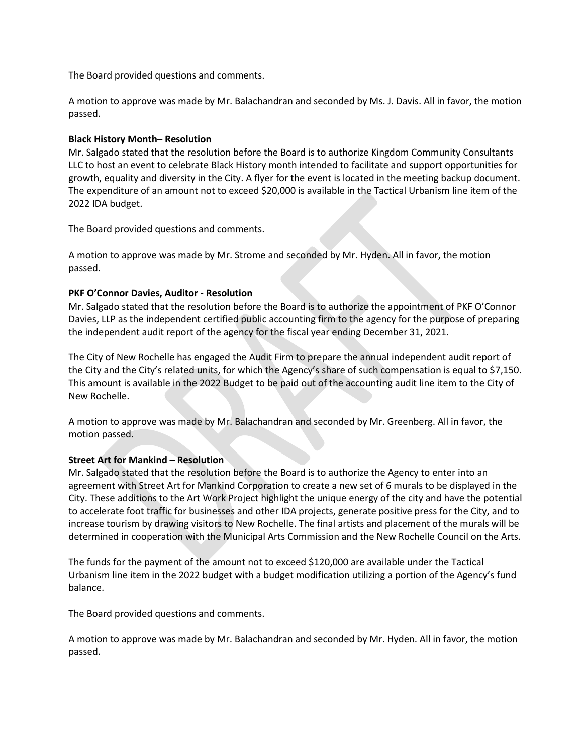The Board provided questions and comments.

A motion to approve was made by Mr. Balachandran and seconded by Ms. J. Davis. All in favor, the motion passed.

**Black History Month– Resolution**

Mr. Salgado stated that the resolution before the Board is to authorize Kingdom Community Consultants LLC to host an event to celebrate Black History month intended to facilitate and support opportunities for growth, equality and diversity in the City. A flyer for the event is located in the meeting backup document. The expenditure of an amount not to exceed $20,000 is available in the Tactical Urbanism line item of the 2022 IDA budget.

The Board provided questions and comments.

A motion to approve was made by Mr. Strome and seconded by Mr. Hyden. All in favor, the motion passed.

**PKF O'Connor Davies, Auditor - Resolution**

Mr. Salgado stated that the resolution before the Board is to authorize the appointment of PKF O'Connor Davies, LLP as the independent certified public accounting firm to the agency for the purpose of preparing the independent audit report of the agency for the fiscal year ending December 31, 2021.

The City of New Rochelle has engaged the Audit Firm to prepare the annual independent audit report of the City and the City's related units, for which the Agency's share of such compensation is equal to $7,150. This amount is available in the 2022 Budget to be paid out of the accounting audit line item to the City of New Rochelle.

A motion to approve was made by Mr. Balachandran and seconded by Mr. Greenberg. All in favor, the motion passed.

**Street Art for Mankind – Resolution**

Mr. Salgado stated that the resolution before the Board is to authorize the Agency to enter into an agreement with Street Art for Mankind Corporation to create a new set of 6 murals to be displayed in the City. These additions to the Art Work Project highlight the unique energy of the city and have the potential to accelerate foot traffic for businesses and other IDA projects, generate positive press for the City, and to increase tourism by drawing visitors to New Rochelle. The final artists and placement of the murals will be determined in cooperation with the Municipal Arts Commission and the New Rochelle Council on the Arts.

The funds for the payment of the amount not to exceed $120,000 are available under the Tactical Urbanism line item in the 2022 budget with a budget modification utilizing a portion of the Agency's fund balance.

The Board provided questions and comments.

A motion to approve was made by Mr. Balachandran and seconded by Mr. Hyden. All in favor, the motion passed.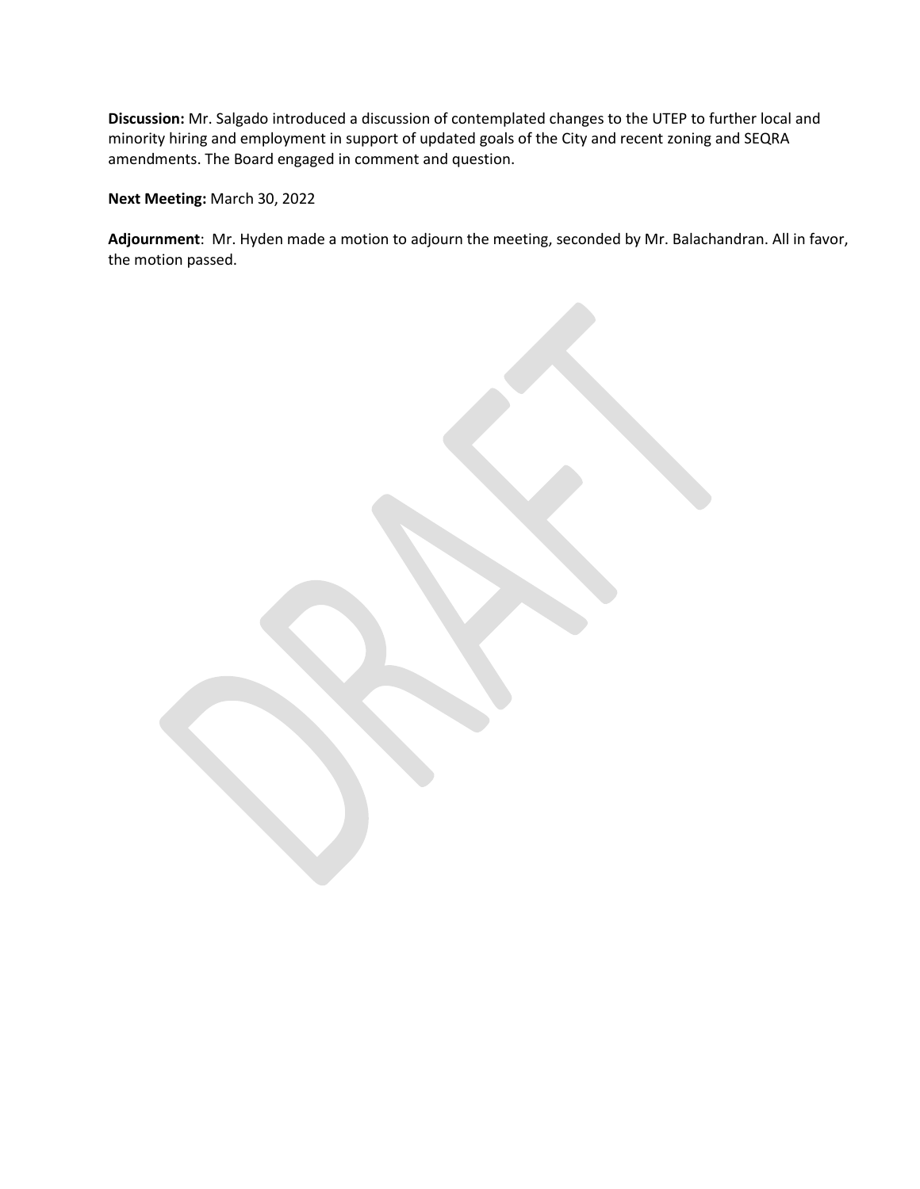**Discussion:** Mr. Salgado introduced a discussion of contemplated changes to the UTEP to further local and minority hiring and employment in support of updated goals of the City and recent zoning and SEQRA amendments. The Board engaged in comment and question.

**Next Meeting:** March 30, 2022

**Adjournment**: Mr. Hyden made a motion to adjourn the meeting, seconded by Mr. Balachandran. All in favor, the motion passed.

DRAFT